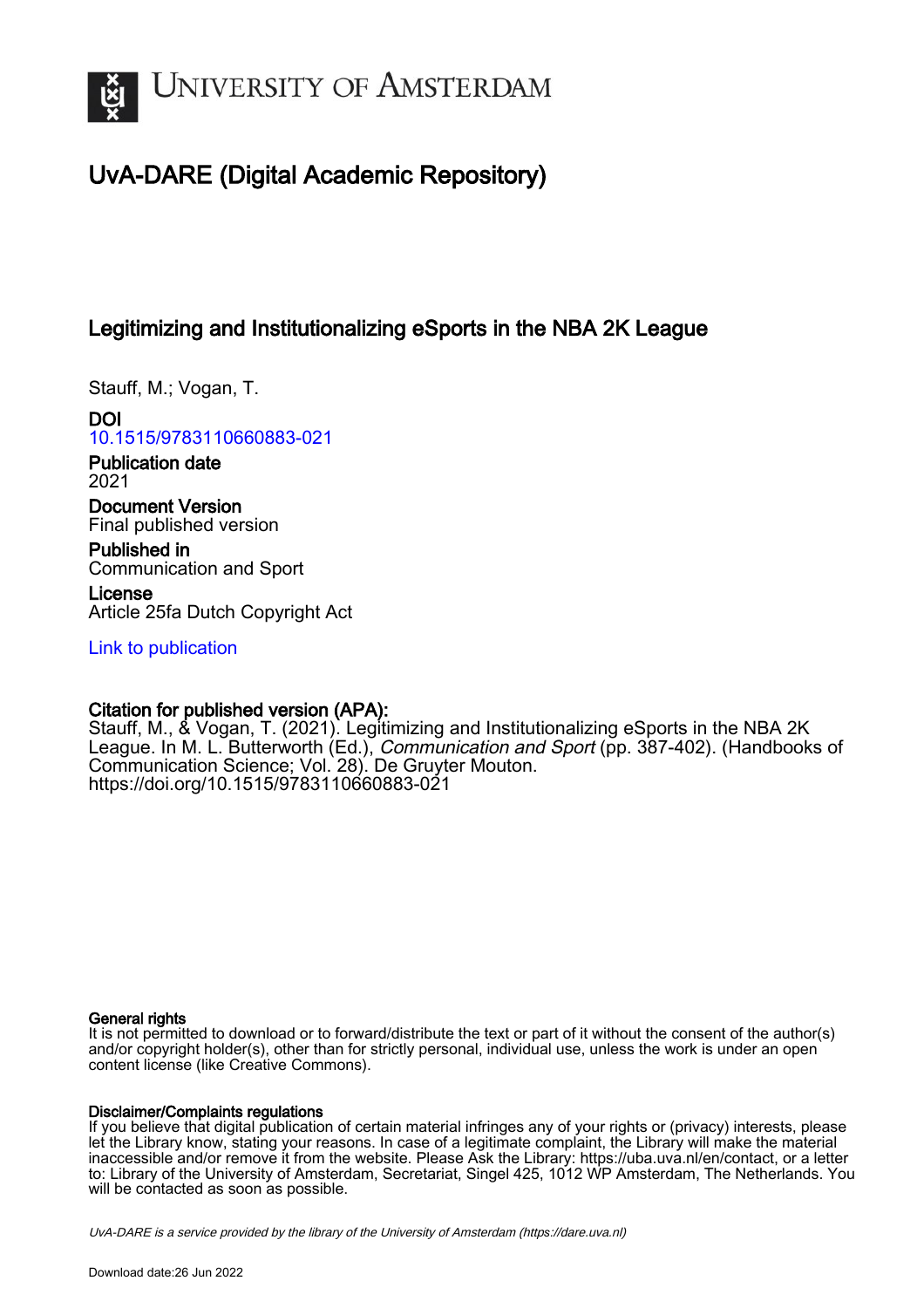University of Amsterdam

# UvA-DARE (Digital Academic Repository)

## Legitimizing and Institutionalizing eSports in the NBA 2K League

Stauff, M.; Vogan, T.

**DOI**
10.1515/9783110660883-021

**Publication date**
2021

**Document Version**
Final published version

**Published in**
Communication and Sport

**License**
Article 25fa Dutch Copyright Act

Link to publication

**Citation for published version (APA):**
Stauff, M., & Vogan, T. (2021). Legitimizing and Institutionalizing eSports in the NBA 2K League. In M. L. Butterworth (Ed.), *Communication and Sport* (pp. 387-402). (Handbooks of Communication Science; Vol. 28). De Gruyter Mouton. https://doi.org/10.1515/9783110660883-021

**General rights**
It is not permitted to download or to forward/distribute the text or part of it without the consent of the author(s) and/or copyright holder(s), other than for strictly personal, individual use, unless the work is under an open content license (like Creative Commons).

**Disclaimer/Complaints regulations**
If you believe that digital publication of certain material infringes any of your rights or (privacy) interests, please let the Library know, stating your reasons. In case of a legitimate complaint, the Library will make the material inaccessible and/or remove it from the website. Please Ask the Library: https://uba.uva.nl/en/contact, or a letter to: Library of the University of Amsterdam, Secretariat, Singel 425, 1012 WP Amsterdam, The Netherlands. You will be contacted as soon as possible.

*UvA-DARE is a service provided by the library of the University of Amsterdam (https://dare.uva.nl)*

Download date:26 Jun 2022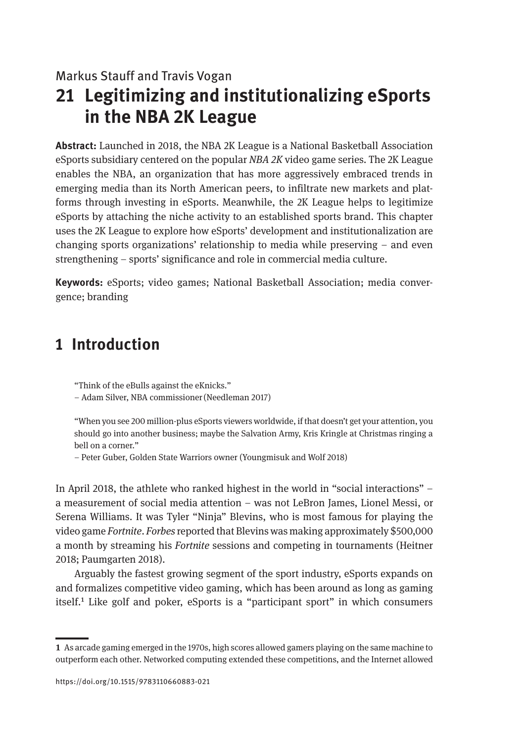Markus Stauff and Travis Vogan

# 21 Legitimizing and institutionalizing eSports in the NBA 2K League

**Abstract:** Launched in 2018, the NBA 2K League is a National Basketball Association eSports subsidiary centered on the popular *NBA 2K* video game series. The 2K League enables the NBA, an organization that has more aggressively embraced trends in emerging media than its North American peers, to infiltrate new markets and platforms through investing in eSports. Meanwhile, the 2K League helps to legitimize eSports by attaching the niche activity to an established sports brand. This chapter uses the 2K League to explore how eSports' development and institutionalization are changing sports organizations' relationship to media while preserving – and even strengthening – sports' significance and role in commercial media culture.

**Keywords:** eSports; video games; National Basketball Association; media convergence; branding

## 1 Introduction

> "Think of the eBulls against the eKnicks."
> – Adam Silver, NBA commissioner (Needleman 2017)

> "When you see 200 million-plus eSports viewers worldwide, if that doesn't get your attention, you should go into another business; maybe the Salvation Army, Kris Kringle at Christmas ringing a bell on a corner."
> – Peter Guber, Golden State Warriors owner (Youngmisuk and Wolf 2018)

In April 2018, the athlete who ranked highest in the world in "social interactions" – a measurement of social media attention – was not LeBron James, Lionel Messi, or Serena Williams. It was Tyler "Ninja" Blevins, who is most famous for playing the video game *Fortnite*. *Forbes* reported that Blevins was making approximately $500,000 a month by streaming his *Fortnite* sessions and competing in tournaments (Heitner 2018; Paumgarten 2018).

Arguably the fastest growing segment of the sport industry, eSports expands on and formalizes competitive video gaming, which has been around as long as gaming itself.[1] Like golf and poker, eSports is a "participant sport" in which consumers

[1] As arcade gaming emerged in the 1970s, high scores allowed gamers playing on the same machine to outperform each other. Networked computing extended these competitions, and the Internet allowed

https://doi.org/10.1515/9783110660883-021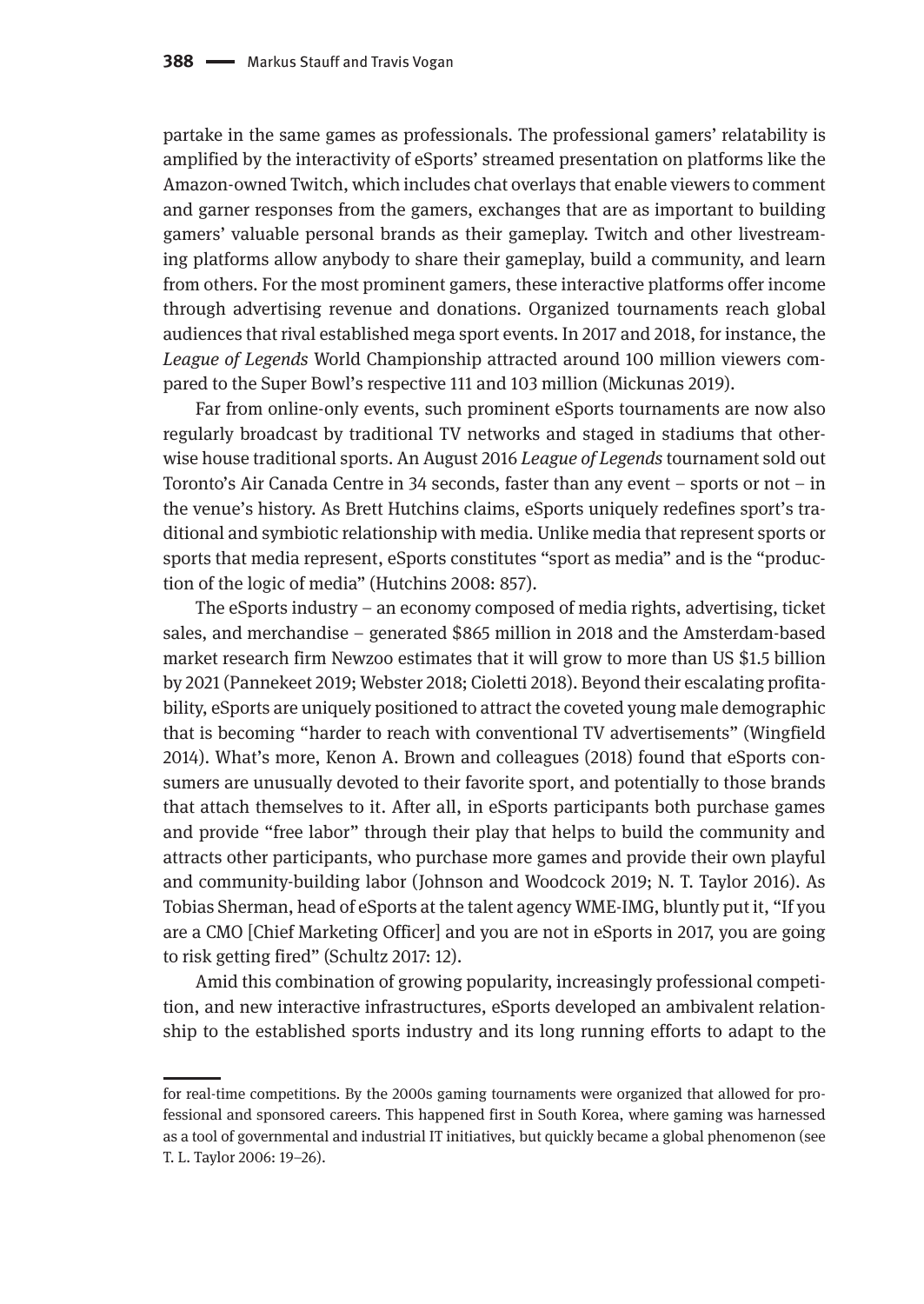partake in the same games as professionals. The professional gamers' relatability is amplified by the interactivity of eSports' streamed presentation on platforms like the Amazon-owned Twitch, which includes chat overlays that enable viewers to comment and garner responses from the gamers, exchanges that are as important to building gamers' valuable personal brands as their gameplay. Twitch and other livestreaming platforms allow anybody to share their gameplay, build a community, and learn from others. For the most prominent gamers, these interactive platforms offer income through advertising revenue and donations. Organized tournaments reach global audiences that rival established mega sport events. In 2017 and 2018, for instance, the *League of Legends* World Championship attracted around 100 million viewers compared to the Super Bowl's respective 111 and 103 million (Mickunas 2019).

Far from online-only events, such prominent eSports tournaments are now also regularly broadcast by traditional TV networks and staged in stadiums that otherwise house traditional sports. An August 2016 *League of Legends* tournament sold out Toronto's Air Canada Centre in 34 seconds, faster than any event – sports or not – in the venue's history. As Brett Hutchins claims, eSports uniquely redefines sport's traditional and symbiotic relationship with media. Unlike media that represent sports or sports that media represent, eSports constitutes "sport as media" and is the "production of the logic of media" (Hutchins 2008: 857).

The eSports industry – an economy composed of media rights, advertising, ticket sales, and merchandise – generated $865 million in 2018 and the Amsterdam-based market research firm Newzoo estimates that it will grow to more than US $1.5 billion by 2021 (Pannekeet 2019; Webster 2018; Cioletti 2018). Beyond their escalating profitability, eSports are uniquely positioned to attract the coveted young male demographic that is becoming "harder to reach with conventional TV advertisements" (Wingfield 2014). What's more, Kenon A. Brown and colleagues (2018) found that eSports consumers are unusually devoted to their favorite sport, and potentially to those brands that attach themselves to it. After all, in eSports participants both purchase games and provide "free labor" through their play that helps to build the community and attracts other participants, who purchase more games and provide their own playful and community-building labor (Johnson and Woodcock 2019; N. T. Taylor 2016). As Tobias Sherman, head of eSports at the talent agency WME-IMG, bluntly put it, "If you are a CMO [Chief Marketing Officer] and you are not in eSports in 2017, you are going to risk getting fired" (Schultz 2017: 12).

Amid this combination of growing popularity, increasingly professional competition, and new interactive infrastructures, eSports developed an ambivalent relationship to the established sports industry and its long running efforts to adapt to the

---

for real-time competitions. By the 2000s gaming tournaments were organized that allowed for professional and sponsored careers. This happened first in South Korea, where gaming was harnessed as a tool of governmental and industrial IT initiatives, but quickly became a global phenomenon (see T. L. Taylor 2006: 19–26).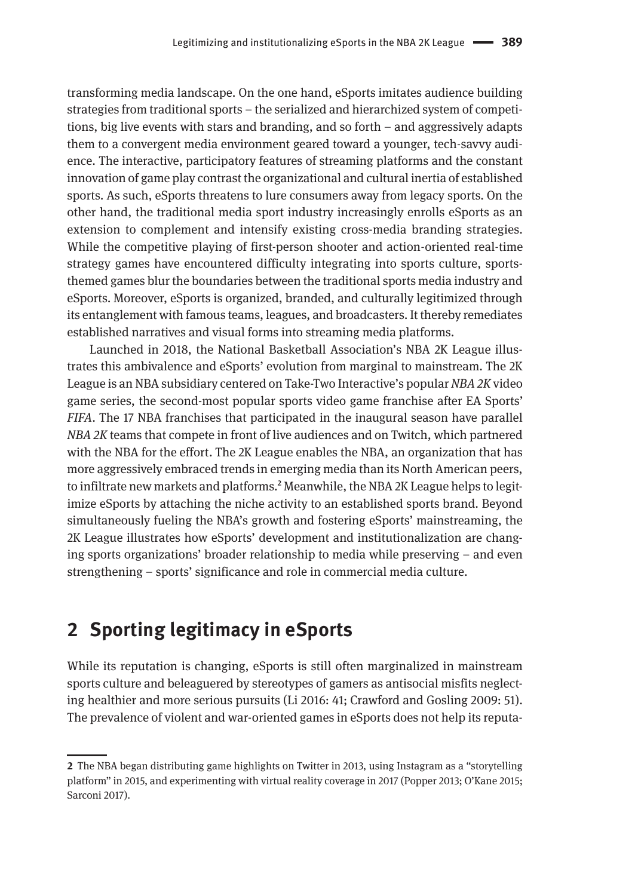transforming media landscape. On the one hand, eSports imitates audience building strategies from traditional sports – the serialized and hierarchized system of competitions, big live events with stars and branding, and so forth – and aggressively adapts them to a convergent media environment geared toward a younger, tech-savvy audience. The interactive, participatory features of streaming platforms and the constant innovation of game play contrast the organizational and cultural inertia of established sports. As such, eSports threatens to lure consumers away from legacy sports. On the other hand, the traditional media sport industry increasingly enrolls eSports as an extension to complement and intensify existing cross-media branding strategies. While the competitive playing of first-person shooter and action-oriented real-time strategy games have encountered difficulty integrating into sports culture, sports-themed games blur the boundaries between the traditional sports media industry and eSports. Moreover, eSports is organized, branded, and culturally legitimized through its entanglement with famous teams, leagues, and broadcasters. It thereby remediates established narratives and visual forms into streaming media platforms.

Launched in 2018, the National Basketball Association's NBA 2K League illustrates this ambivalence and eSports' evolution from marginal to mainstream. The 2K League is an NBA subsidiary centered on Take-Two Interactive's popular *NBA 2K* video game series, the second-most popular sports video game franchise after EA Sports' *FIFA*. The 17 NBA franchises that participated in the inaugural season have parallel *NBA 2K* teams that compete in front of live audiences and on Twitch, which partnered with the NBA for the effort. The 2K League enables the NBA, an organization that has more aggressively embraced trends in emerging media than its North American peers, to infiltrate new markets and platforms.[2] Meanwhile, the NBA 2K League helps to legitimize eSports by attaching the niche activity to an established sports brand. Beyond simultaneously fueling the NBA's growth and fostering eSports' mainstreaming, the 2K League illustrates how eSports' development and institutionalization are changing sports organizations' broader relationship to media while preserving – and even strengthening – sports' significance and role in commercial media culture.

## 2 Sporting legitimacy in eSports

While its reputation is changing, eSports is still often marginalized in mainstream sports culture and beleaguered by stereotypes of gamers as antisocial misfits neglecting healthier and more serious pursuits (Li 2016: 41; Crawford and Gosling 2009: 51). The prevalence of violent and war-oriented games in eSports does not help its reputa-

---

**2** The NBA began distributing game highlights on Twitter in 2013, using Instagram as a "storytelling platform" in 2015, and experimenting with virtual reality coverage in 2017 (Popper 2013; O'Kane 2015; Sarconi 2017).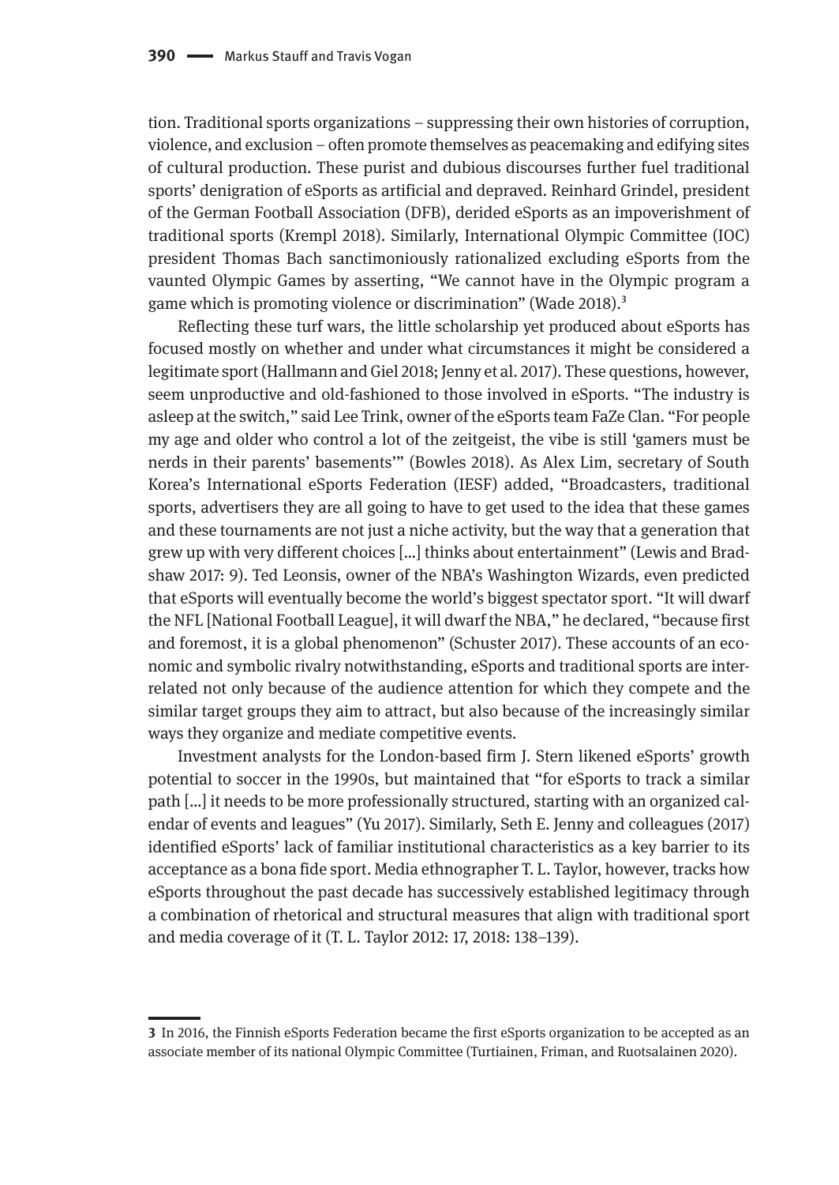tion. Traditional sports organizations – suppressing their own histories of corruption, violence, and exclusion – often promote themselves as peacemaking and edifying sites of cultural production. These purist and dubious discourses further fuel traditional sports' denigration of eSports as artificial and depraved. Reinhard Grindel, president of the German Football Association (DFB), derided eSports as an impoverishment of traditional sports (Krempl 2018). Similarly, International Olympic Committee (IOC) president Thomas Bach sanctimoniously rationalized excluding eSports from the vaunted Olympic Games by asserting, "We cannot have in the Olympic program a game which is promoting violence or discrimination" (Wade 2018).[3]

Reflecting these turf wars, the little scholarship yet produced about eSports has focused mostly on whether and under what circumstances it might be considered a legitimate sport (Hallmann and Giel 2018; Jenny et al. 2017). These questions, however, seem unproductive and old-fashioned to those involved in eSports. "The industry is asleep at the switch," said Lee Trink, owner of the eSports team FaZe Clan. "For people my age and older who control a lot of the zeitgeist, the vibe is still 'gamers must be nerds in their parents' basements'" (Bowles 2018). As Alex Lim, secretary of South Korea's International eSports Federation (IESF) added, "Broadcasters, traditional sports, advertisers they are all going to have to get used to the idea that these games and these tournaments are not just a niche activity, but the way that a generation that grew up with very different choices […] thinks about entertainment" (Lewis and Bradshaw 2017: 9). Ted Leonsis, owner of the NBA's Washington Wizards, even predicted that eSports will eventually become the world's biggest spectator sport. "It will dwarf the NFL [National Football League], it will dwarf the NBA," he declared, "because first and foremost, it is a global phenomenon" (Schuster 2017). These accounts of an economic and symbolic rivalry notwithstanding, eSports and traditional sports are interrelated not only because of the audience attention for which they compete and the similar target groups they aim to attract, but also because of the increasingly similar ways they organize and mediate competitive events.

Investment analysts for the London-based firm J. Stern likened eSports' growth potential to soccer in the 1990s, but maintained that "for eSports to track a similar path […] it needs to be more professionally structured, starting with an organized calendar of events and leagues" (Yu 2017). Similarly, Seth E. Jenny and colleagues (2017) identified eSports' lack of familiar institutional characteristics as a key barrier to its acceptance as a bona fide sport. Media ethnographer T. L. Taylor, however, tracks how eSports throughout the past decade has successively established legitimacy through a combination of rhetorical and structural measures that align with traditional sport and media coverage of it (T. L. Taylor 2012: 17, 2018: 138–139).

---

**3** In 2016, the Finnish eSports Federation became the first eSports organization to be accepted as an associate member of its national Olympic Committee (Turtiainen, Friman, and Ruotsalainen 2020).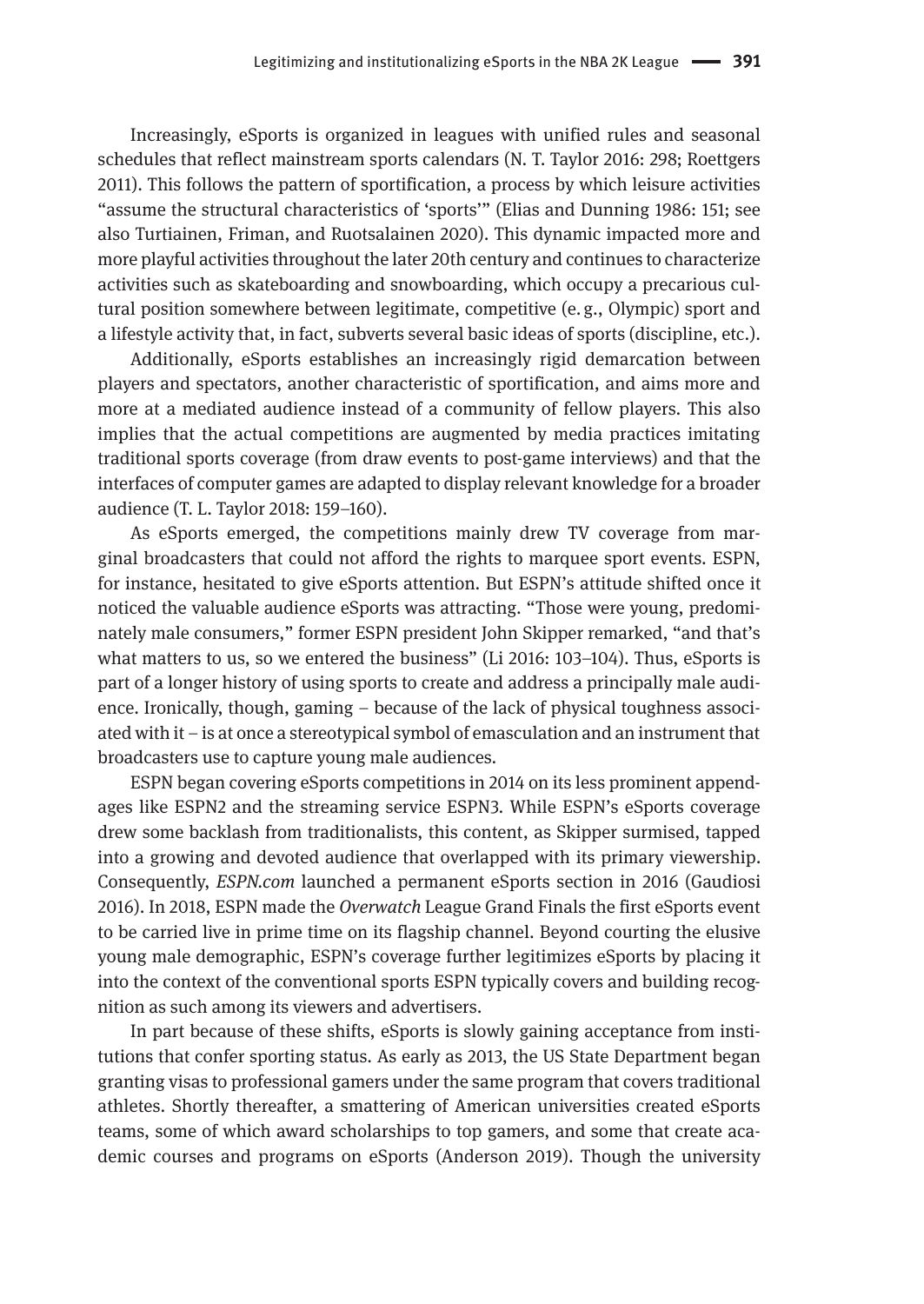Increasingly, eSports is organized in leagues with unified rules and seasonal schedules that reflect mainstream sports calendars (N. T. Taylor 2016: 298; Roettgers 2011). This follows the pattern of sportification, a process by which leisure activities "assume the structural characteristics of 'sports'" (Elias and Dunning 1986: 151; see also Turtiainen, Friman, and Ruotsalainen 2020). This dynamic impacted more and more playful activities throughout the later 20th century and continues to characterize activities such as skateboarding and snowboarding, which occupy a precarious cultural position somewhere between legitimate, competitive (e. g., Olympic) sport and a lifestyle activity that, in fact, subverts several basic ideas of sports (discipline, etc.).

Additionally, eSports establishes an increasingly rigid demarcation between players and spectators, another characteristic of sportification, and aims more and more at a mediated audience instead of a community of fellow players. This also implies that the actual competitions are augmented by media practices imitating traditional sports coverage (from draw events to post-game interviews) and that the interfaces of computer games are adapted to display relevant knowledge for a broader audience (T. L. Taylor 2018: 159–160).

As eSports emerged, the competitions mainly drew TV coverage from marginal broadcasters that could not afford the rights to marquee sport events. ESPN, for instance, hesitated to give eSports attention. But ESPN's attitude shifted once it noticed the valuable audience eSports was attracting. "Those were young, predominately male consumers," former ESPN president John Skipper remarked, "and that's what matters to us, so we entered the business" (Li 2016: 103–104). Thus, eSports is part of a longer history of using sports to create and address a principally male audience. Ironically, though, gaming – because of the lack of physical toughness associated with it – is at once a stereotypical symbol of emasculation and an instrument that broadcasters use to capture young male audiences.

ESPN began covering eSports competitions in 2014 on its less prominent appendages like ESPN2 and the streaming service ESPN3. While ESPN's eSports coverage drew some backlash from traditionalists, this content, as Skipper surmised, tapped into a growing and devoted audience that overlapped with its primary viewership. Consequently, *ESPN.com* launched a permanent eSports section in 2016 (Gaudiosi 2016). In 2018, ESPN made the *Overwatch* League Grand Finals the first eSports event to be carried live in prime time on its flagship channel. Beyond courting the elusive young male demographic, ESPN's coverage further legitimizes eSports by placing it into the context of the conventional sports ESPN typically covers and building recognition as such among its viewers and advertisers.

In part because of these shifts, eSports is slowly gaining acceptance from institutions that confer sporting status. As early as 2013, the US State Department began granting visas to professional gamers under the same program that covers traditional athletes. Shortly thereafter, a smattering of American universities created eSports teams, some of which award scholarships to top gamers, and some that create academic courses and programs on eSports (Anderson 2019). Though the university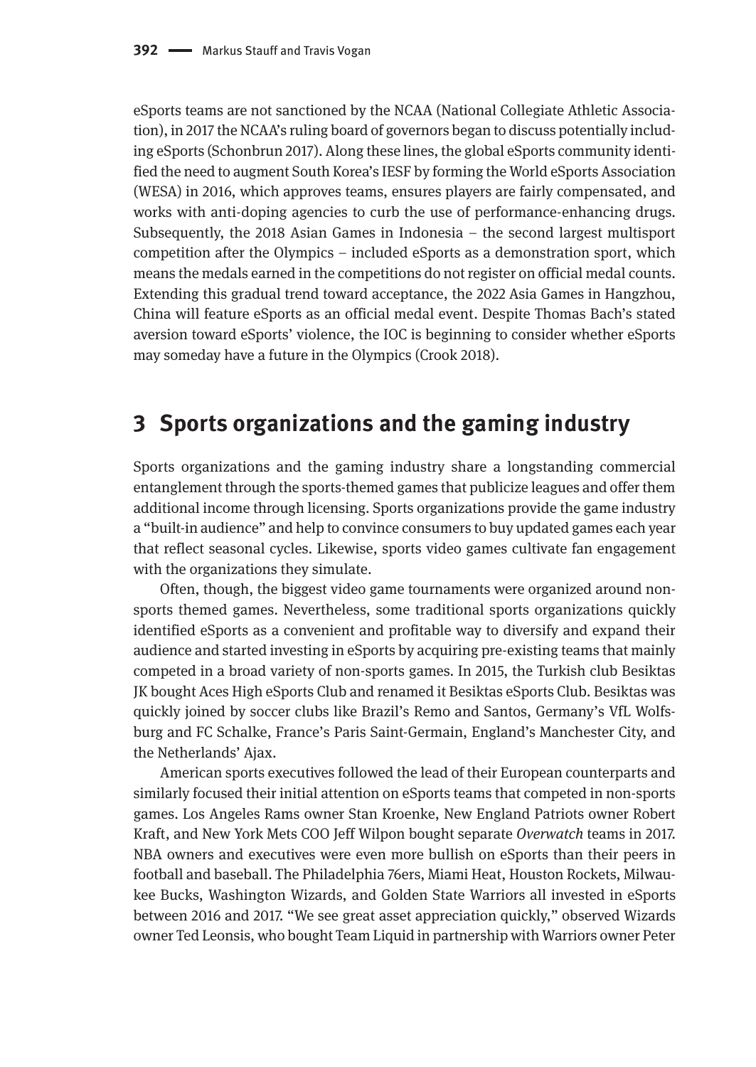eSports teams are not sanctioned by the NCAA (National Collegiate Athletic Association), in 2017 the NCAA's ruling board of governors began to discuss potentially including eSports (Schonbrun 2017). Along these lines, the global eSports community identified the need to augment South Korea's IESF by forming the World eSports Association (WESA) in 2016, which approves teams, ensures players are fairly compensated, and works with anti-doping agencies to curb the use of performance-enhancing drugs. Subsequently, the 2018 Asian Games in Indonesia – the second largest multisport competition after the Olympics – included eSports as a demonstration sport, which means the medals earned in the competitions do not register on official medal counts. Extending this gradual trend toward acceptance, the 2022 Asia Games in Hangzhou, China will feature eSports as an official medal event. Despite Thomas Bach's stated aversion toward eSports' violence, the IOC is beginning to consider whether eSports may someday have a future in the Olympics (Crook 2018).

## 3 Sports organizations and the gaming industry

Sports organizations and the gaming industry share a longstanding commercial entanglement through the sports-themed games that publicize leagues and offer them additional income through licensing. Sports organizations provide the game industry a "built-in audience" and help to convince consumers to buy updated games each year that reflect seasonal cycles. Likewise, sports video games cultivate fan engagement with the organizations they simulate.

Often, though, the biggest video game tournaments were organized around non-sports themed games. Nevertheless, some traditional sports organizations quickly identified eSports as a convenient and profitable way to diversify and expand their audience and started investing in eSports by acquiring pre-existing teams that mainly competed in a broad variety of non-sports games. In 2015, the Turkish club Besiktas JK bought Aces High eSports Club and renamed it Besiktas eSports Club. Besiktas was quickly joined by soccer clubs like Brazil's Remo and Santos, Germany's VfL Wolfsburg and FC Schalke, France's Paris Saint-Germain, England's Manchester City, and the Netherlands' Ajax.

American sports executives followed the lead of their European counterparts and similarly focused their initial attention on eSports teams that competed in non-sports games. Los Angeles Rams owner Stan Kroenke, New England Patriots owner Robert Kraft, and New York Mets COO Jeff Wilpon bought separate *Overwatch* teams in 2017. NBA owners and executives were even more bullish on eSports than their peers in football and baseball. The Philadelphia 76ers, Miami Heat, Houston Rockets, Milwaukee Bucks, Washington Wizards, and Golden State Warriors all invested in eSports between 2016 and 2017. "We see great asset appreciation quickly," observed Wizards owner Ted Leonsis, who bought Team Liquid in partnership with Warriors owner Peter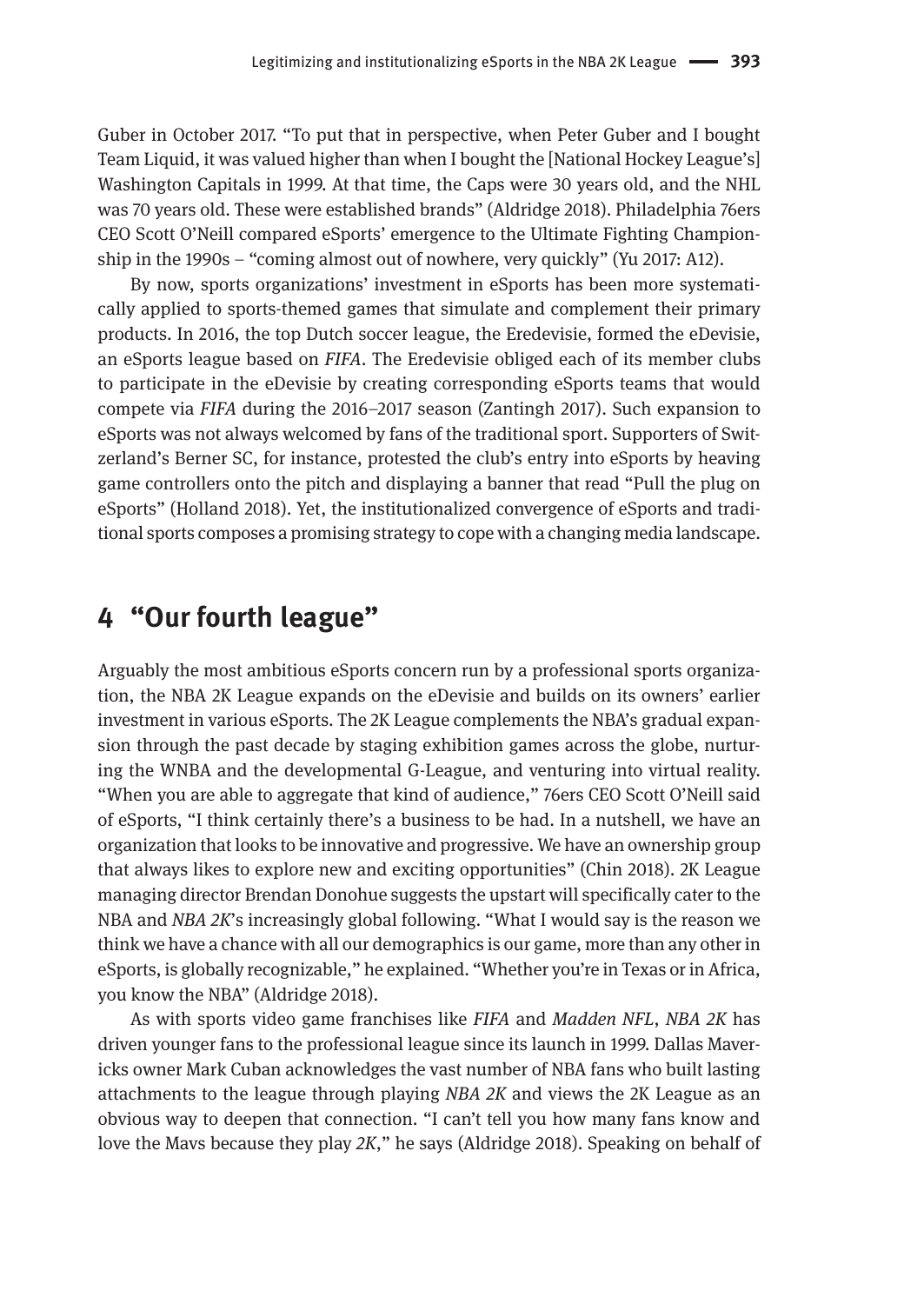Guber in October 2017. "To put that in perspective, when Peter Guber and I bought Team Liquid, it was valued higher than when I bought the [National Hockey League's] Washington Capitals in 1999. At that time, the Caps were 30 years old, and the NHL was 70 years old. These were established brands" (Aldridge 2018). Philadelphia 76ers CEO Scott O'Neill compared eSports' emergence to the Ultimate Fighting Championship in the 1990s – "coming almost out of nowhere, very quickly" (Yu 2017: A12).

By now, sports organizations' investment in eSports has been more systematically applied to sports-themed games that simulate and complement their primary products. In 2016, the top Dutch soccer league, the Eredevisie, formed the eDevisie, an eSports league based on *FIFA*. The Eredevisie obliged each of its member clubs to participate in the eDevisie by creating corresponding eSports teams that would compete via *FIFA* during the 2016–2017 season (Zantingh 2017). Such expansion to eSports was not always welcomed by fans of the traditional sport. Supporters of Switzerland's Berner SC, for instance, protested the club's entry into eSports by heaving game controllers onto the pitch and displaying a banner that read "Pull the plug on eSports" (Holland 2018). Yet, the institutionalized convergence of eSports and traditional sports composes a promising strategy to cope with a changing media landscape.

## 4 "Our fourth league"

Arguably the most ambitious eSports concern run by a professional sports organization, the NBA 2K League expands on the eDevisie and builds on its owners' earlier investment in various eSports. The 2K League complements the NBA's gradual expansion through the past decade by staging exhibition games across the globe, nurturing the WNBA and the developmental G-League, and venturing into virtual reality. "When you are able to aggregate that kind of audience," 76ers CEO Scott O'Neill said of eSports, "I think certainly there's a business to be had. In a nutshell, we have an organization that looks to be innovative and progressive. We have an ownership group that always likes to explore new and exciting opportunities" (Chin 2018). 2K League managing director Brendan Donohue suggests the upstart will specifically cater to the NBA and *NBA 2K*'s increasingly global following. "What I would say is the reason we think we have a chance with all our demographics is our game, more than any other in eSports, is globally recognizable," he explained. "Whether you're in Texas or in Africa, you know the NBA" (Aldridge 2018).

As with sports video game franchises like *FIFA* and *Madden NFL*, *NBA 2K* has driven younger fans to the professional league since its launch in 1999. Dallas Mavericks owner Mark Cuban acknowledges the vast number of NBA fans who built lasting attachments to the league through playing *NBA 2K* and views the 2K League as an obvious way to deepen that connection. "I can't tell you how many fans know and love the Mavs because they play *2K*," he says (Aldridge 2018). Speaking on behalf of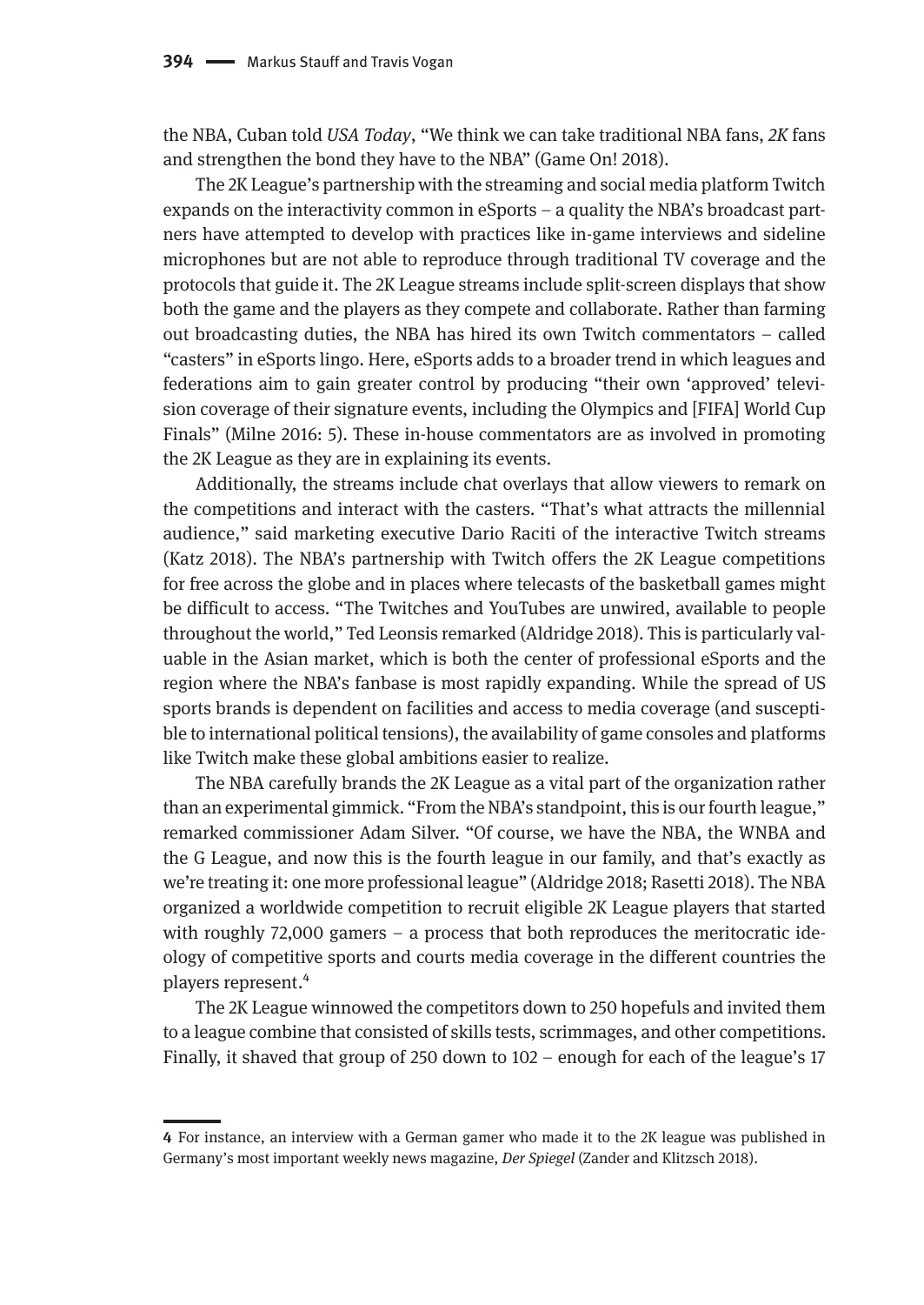the NBA, Cuban told *USA Today*, "We think we can take traditional NBA fans, *2K* fans and strengthen the bond they have to the NBA" (Game On! 2018).

The 2K League's partnership with the streaming and social media platform Twitch expands on the interactivity common in eSports – a quality the NBA's broadcast partners have attempted to develop with practices like in-game interviews and sideline microphones but are not able to reproduce through traditional TV coverage and the protocols that guide it. The 2K League streams include split-screen displays that show both the game and the players as they compete and collaborate. Rather than farming out broadcasting duties, the NBA has hired its own Twitch commentators – called "casters" in eSports lingo. Here, eSports adds to a broader trend in which leagues and federations aim to gain greater control by producing "their own 'approved' television coverage of their signature events, including the Olympics and [FIFA] World Cup Finals" (Milne 2016: 5). These in-house commentators are as involved in promoting the 2K League as they are in explaining its events.

Additionally, the streams include chat overlays that allow viewers to remark on the competitions and interact with the casters. "That's what attracts the millennial audience," said marketing executive Dario Raciti of the interactive Twitch streams (Katz 2018). The NBA's partnership with Twitch offers the 2K League competitions for free across the globe and in places where telecasts of the basketball games might be difficult to access. "The Twitches and YouTubes are unwired, available to people throughout the world," Ted Leonsis remarked (Aldridge 2018). This is particularly valuable in the Asian market, which is both the center of professional eSports and the region where the NBA's fanbase is most rapidly expanding. While the spread of US sports brands is dependent on facilities and access to media coverage (and susceptible to international political tensions), the availability of game consoles and platforms like Twitch make these global ambitions easier to realize.

The NBA carefully brands the 2K League as a vital part of the organization rather than an experimental gimmick. "From the NBA's standpoint, this is our fourth league," remarked commissioner Adam Silver. "Of course, we have the NBA, the WNBA and the G League, and now this is the fourth league in our family, and that's exactly as we're treating it: one more professional league" (Aldridge 2018; Rasetti 2018). The NBA organized a worldwide competition to recruit eligible 2K League players that started with roughly 72,000 gamers – a process that both reproduces the meritocratic ideology of competitive sports and courts media coverage in the different countries the players represent.[4]

The 2K League winnowed the competitors down to 250 hopefuls and invited them to a league combine that consisted of skills tests, scrimmages, and other competitions. Finally, it shaved that group of 250 down to 102 – enough for each of the league's 17

---

**4** For instance, an interview with a German gamer who made it to the 2K league was published in Germany's most important weekly news magazine, *Der Spiegel* (Zander and Klitzsch 2018).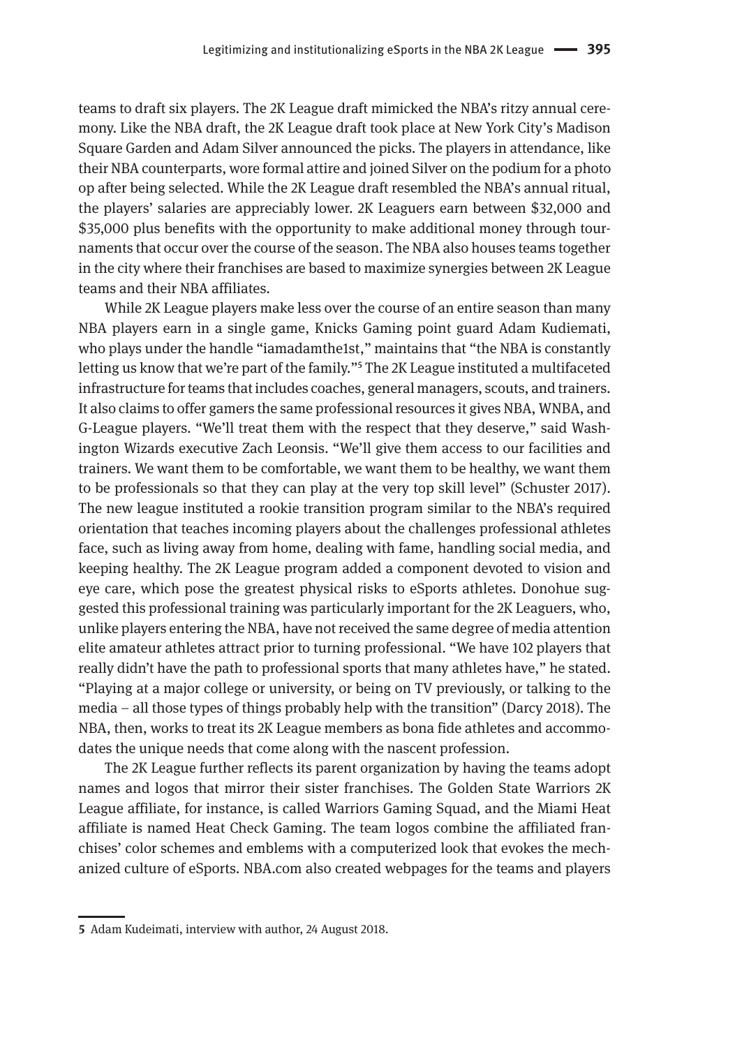teams to draft six players. The 2K League draft mimicked the NBA's ritzy annual ceremony. Like the NBA draft, the 2K League draft took place at New York City's Madison Square Garden and Adam Silver announced the picks. The players in attendance, like their NBA counterparts, wore formal attire and joined Silver on the podium for a photo op after being selected. While the 2K League draft resembled the NBA's annual ritual, the players' salaries are appreciably lower. 2K Leaguers earn between $32,000 and $35,000 plus benefits with the opportunity to make additional money through tournaments that occur over the course of the season. The NBA also houses teams together in the city where their franchises are based to maximize synergies between 2K League teams and their NBA affiliates.

While 2K League players make less over the course of an entire season than many NBA players earn in a single game, Knicks Gaming point guard Adam Kudiemati, who plays under the handle "iamadamthe1st," maintains that "the NBA is constantly letting us know that we're part of the family."[5] The 2K League instituted a multifaceted infrastructure for teams that includes coaches, general managers, scouts, and trainers. It also claims to offer gamers the same professional resources it gives NBA, WNBA, and G-League players. "We'll treat them with the respect that they deserve," said Washington Wizards executive Zach Leonsis. "We'll give them access to our facilities and trainers. We want them to be comfortable, we want them to be healthy, we want them to be professionals so that they can play at the very top skill level" (Schuster 2017). The new league instituted a rookie transition program similar to the NBA's required orientation that teaches incoming players about the challenges professional athletes face, such as living away from home, dealing with fame, handling social media, and keeping healthy. The 2K League program added a component devoted to vision and eye care, which pose the greatest physical risks to eSports athletes. Donohue suggested this professional training was particularly important for the 2K Leaguers, who, unlike players entering the NBA, have not received the same degree of media attention elite amateur athletes attract prior to turning professional. "We have 102 players that really didn't have the path to professional sports that many athletes have," he stated. "Playing at a major college or university, or being on TV previously, or talking to the media – all those types of things probably help with the transition" (Darcy 2018). The NBA, then, works to treat its 2K League members as bona fide athletes and accommodates the unique needs that come along with the nascent profession.

The 2K League further reflects its parent organization by having the teams adopt names and logos that mirror their sister franchises. The Golden State Warriors 2K League affiliate, for instance, is called Warriors Gaming Squad, and the Miami Heat affiliate is named Heat Check Gaming. The team logos combine the affiliated franchises' color schemes and emblems with a computerized look that evokes the mechanized culture of eSports. NBA.com also created webpages for the teams and players

---

**5** Adam Kudeimati, interview with author, 24 August 2018.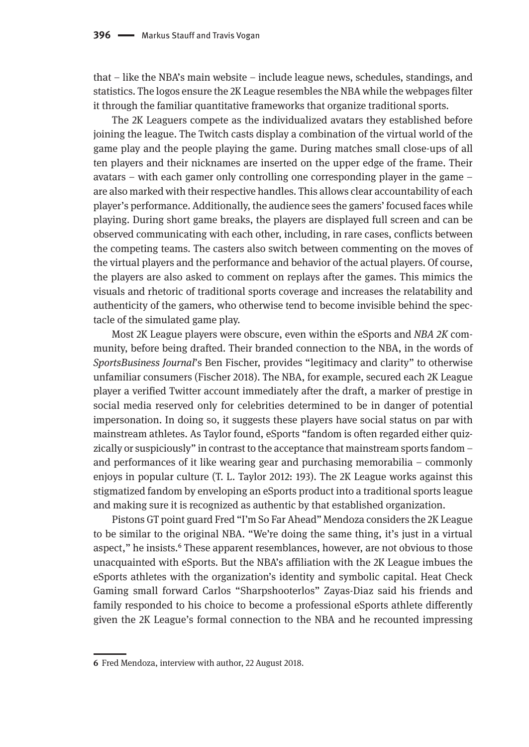that – like the NBA's main website – include league news, schedules, standings, and statistics. The logos ensure the 2K League resembles the NBA while the webpages filter it through the familiar quantitative frameworks that organize traditional sports.

The 2K Leaguers compete as the individualized avatars they established before joining the league. The Twitch casts display a combination of the virtual world of the game play and the people playing the game. During matches small close-ups of all ten players and their nicknames are inserted on the upper edge of the frame. Their avatars – with each gamer only controlling one corresponding player in the game – are also marked with their respective handles. This allows clear accountability of each player's performance. Additionally, the audience sees the gamers' focused faces while playing. During short game breaks, the players are displayed full screen and can be observed communicating with each other, including, in rare cases, conflicts between the competing teams. The casters also switch between commenting on the moves of the virtual players and the performance and behavior of the actual players. Of course, the players are also asked to comment on replays after the games. This mimics the visuals and rhetoric of traditional sports coverage and increases the relatability and authenticity of the gamers, who otherwise tend to become invisible behind the spectacle of the simulated game play.

Most 2K League players were obscure, even within the eSports and *NBA 2K* community, before being drafted. Their branded connection to the NBA, in the words of *SportsBusiness Journal*'s Ben Fischer, provides "legitimacy and clarity" to otherwise unfamiliar consumers (Fischer 2018). The NBA, for example, secured each 2K League player a verified Twitter account immediately after the draft, a marker of prestige in social media reserved only for celebrities determined to be in danger of potential impersonation. In doing so, it suggests these players have social status on par with mainstream athletes. As Taylor found, eSports "fandom is often regarded either quizzically or suspiciously" in contrast to the acceptance that mainstream sports fandom – and performances of it like wearing gear and purchasing memorabilia – commonly enjoys in popular culture (T. L. Taylor 2012: 193). The 2K League works against this stigmatized fandom by enveloping an eSports product into a traditional sports league and making sure it is recognized as authentic by that established organization.

Pistons GT point guard Fred "I'm So Far Ahead" Mendoza considers the 2K League to be similar to the original NBA. "We're doing the same thing, it's just in a virtual aspect," he insists.[6] These apparent resemblances, however, are not obvious to those unacquainted with eSports. But the NBA's affiliation with the 2K League imbues the eSports athletes with the organization's identity and symbolic capital. Heat Check Gaming small forward Carlos "Sharpshooterlos" Zayas-Diaz said his friends and family responded to his choice to become a professional eSports athlete differently given the 2K League's formal connection to the NBA and he recounted impressing

---

6 Fred Mendoza, interview with author, 22 August 2018.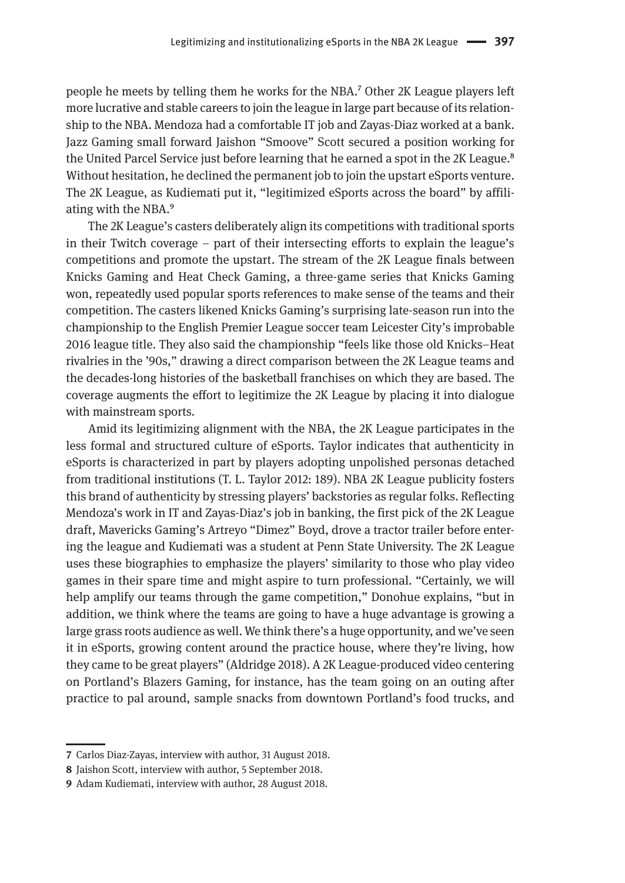people he meets by telling them he works for the NBA.[7] Other 2K League players left more lucrative and stable careers to join the league in large part because of its relationship to the NBA. Mendoza had a comfortable IT job and Zayas-Diaz worked at a bank. Jazz Gaming small forward Jaishon "Smoove" Scott secured a position working for the United Parcel Service just before learning that he earned a spot in the 2K League.[8] Without hesitation, he declined the permanent job to join the upstart eSports venture. The 2K League, as Kudiemati put it, "legitimized eSports across the board" by affiliating with the NBA.[9]

The 2K League's casters deliberately align its competitions with traditional sports in their Twitch coverage – part of their intersecting efforts to explain the league's competitions and promote the upstart. The stream of the 2K League finals between Knicks Gaming and Heat Check Gaming, a three-game series that Knicks Gaming won, repeatedly used popular sports references to make sense of the teams and their competition. The casters likened Knicks Gaming's surprising late-season run into the championship to the English Premier League soccer team Leicester City's improbable 2016 league title. They also said the championship "feels like those old Knicks–Heat rivalries in the '90s," drawing a direct comparison between the 2K League teams and the decades-long histories of the basketball franchises on which they are based. The coverage augments the effort to legitimize the 2K League by placing it into dialogue with mainstream sports.

Amid its legitimizing alignment with the NBA, the 2K League participates in the less formal and structured culture of eSports. Taylor indicates that authenticity in eSports is characterized in part by players adopting unpolished personas detached from traditional institutions (T. L. Taylor 2012: 189). NBA 2K League publicity fosters this brand of authenticity by stressing players' backstories as regular folks. Reflecting Mendoza's work in IT and Zayas-Diaz's job in banking, the first pick of the 2K League draft, Mavericks Gaming's Artreyo "Dimez" Boyd, drove a tractor trailer before entering the league and Kudiemati was a student at Penn State University. The 2K League uses these biographies to emphasize the players' similarity to those who play video games in their spare time and might aspire to turn professional. "Certainly, we will help amplify our teams through the game competition," Donohue explains, "but in addition, we think where the teams are going to have a huge advantage is growing a large grass roots audience as well. We think there's a huge opportunity, and we've seen it in eSports, growing content around the practice house, where they're living, how they came to be great players" (Aldridge 2018). A 2K League-produced video centering on Portland's Blazers Gaming, for instance, has the team going on an outing after practice to pal around, sample snacks from downtown Portland's food trucks, and

---

7 Carlos Diaz-Zayas, interview with author, 31 August 2018.

8 Jaishon Scott, interview with author, 5 September 2018.

9 Adam Kudiemati, interview with author, 28 August 2018.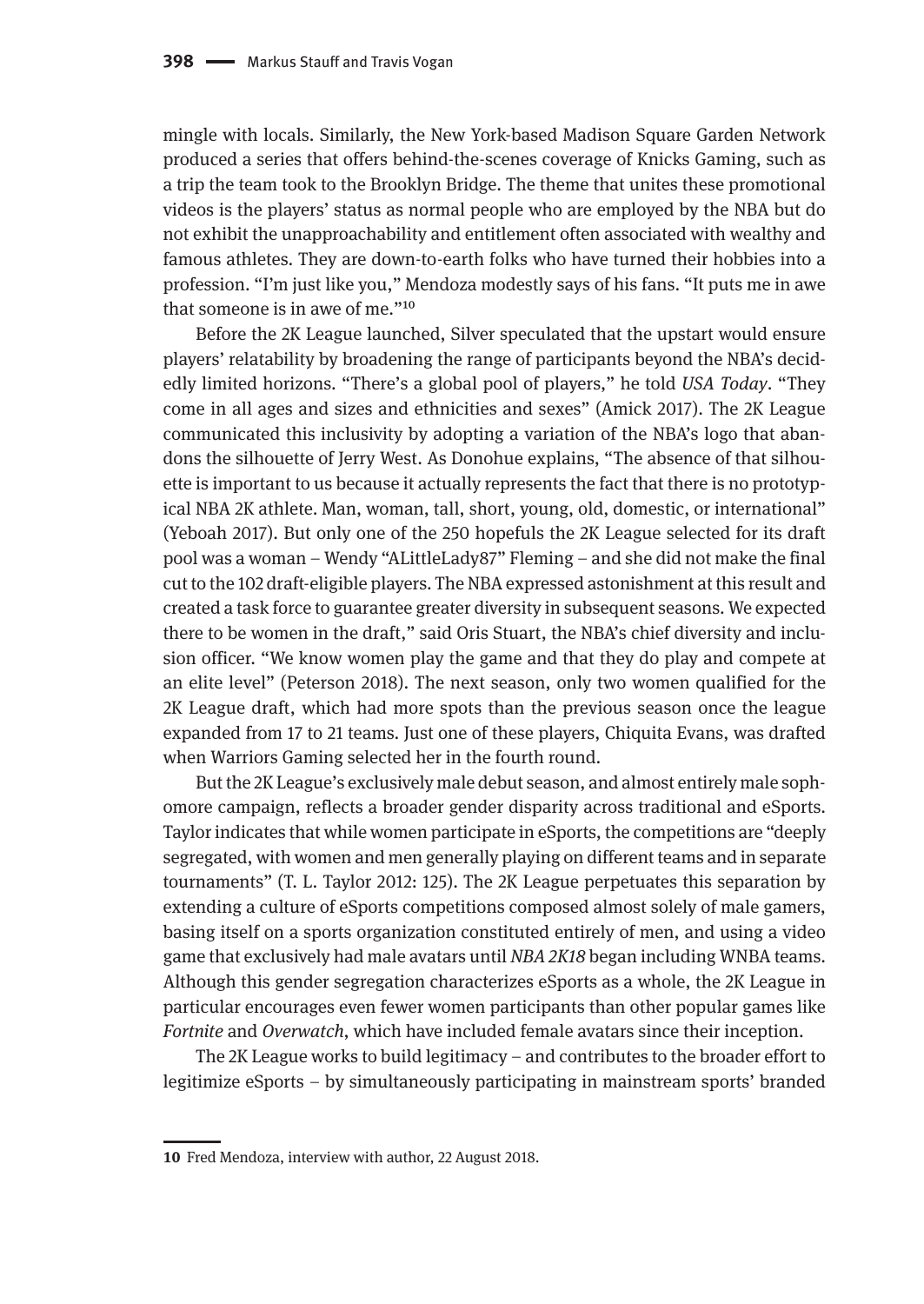mingle with locals. Similarly, the New York-based Madison Square Garden Network produced a series that offers behind-the-scenes coverage of Knicks Gaming, such as a trip the team took to the Brooklyn Bridge. The theme that unites these promotional videos is the players' status as normal people who are employed by the NBA but do not exhibit the unapproachability and entitlement often associated with wealthy and famous athletes. They are down-to-earth folks who have turned their hobbies into a profession. "I'm just like you," Mendoza modestly says of his fans. "It puts me in awe that someone is in awe of me."[10]

Before the 2K League launched, Silver speculated that the upstart would ensure players' relatability by broadening the range of participants beyond the NBA's decidedly limited horizons. "There's a global pool of players," he told *USA Today*. "They come in all ages and sizes and ethnicities and sexes" (Amick 2017). The 2K League communicated this inclusivity by adopting a variation of the NBA's logo that abandons the silhouette of Jerry West. As Donohue explains, "The absence of that silhouette is important to us because it actually represents the fact that there is no prototypical NBA 2K athlete. Man, woman, tall, short, young, old, domestic, or international" (Yeboah 2017). But only one of the 250 hopefuls the 2K League selected for its draft pool was a woman – Wendy "ALittleLady87" Fleming – and she did not make the final cut to the 102 draft-eligible players. The NBA expressed astonishment at this result and created a task force to guarantee greater diversity in subsequent seasons. We expected there to be women in the draft," said Oris Stuart, the NBA's chief diversity and inclusion officer. "We know women play the game and that they do play and compete at an elite level" (Peterson 2018). The next season, only two women qualified for the 2K League draft, which had more spots than the previous season once the league expanded from 17 to 21 teams. Just one of these players, Chiquita Evans, was drafted when Warriors Gaming selected her in the fourth round.

But the 2K League's exclusively male debut season, and almost entirely male sophomore campaign, reflects a broader gender disparity across traditional and eSports. Taylor indicates that while women participate in eSports, the competitions are "deeply segregated, with women and men generally playing on different teams and in separate tournaments" (T. L. Taylor 2012: 125). The 2K League perpetuates this separation by extending a culture of eSports competitions composed almost solely of male gamers, basing itself on a sports organization constituted entirely of men, and using a video game that exclusively had male avatars until *NBA 2K18* began including WNBA teams. Although this gender segregation characterizes eSports as a whole, the 2K League in particular encourages even fewer women participants than other popular games like *Fortnite* and *Overwatch*, which have included female avatars since their inception.

The 2K League works to build legitimacy – and contributes to the broader effort to legitimize eSports – by simultaneously participating in mainstream sports' branded

---

**10** Fred Mendoza, interview with author, 22 August 2018.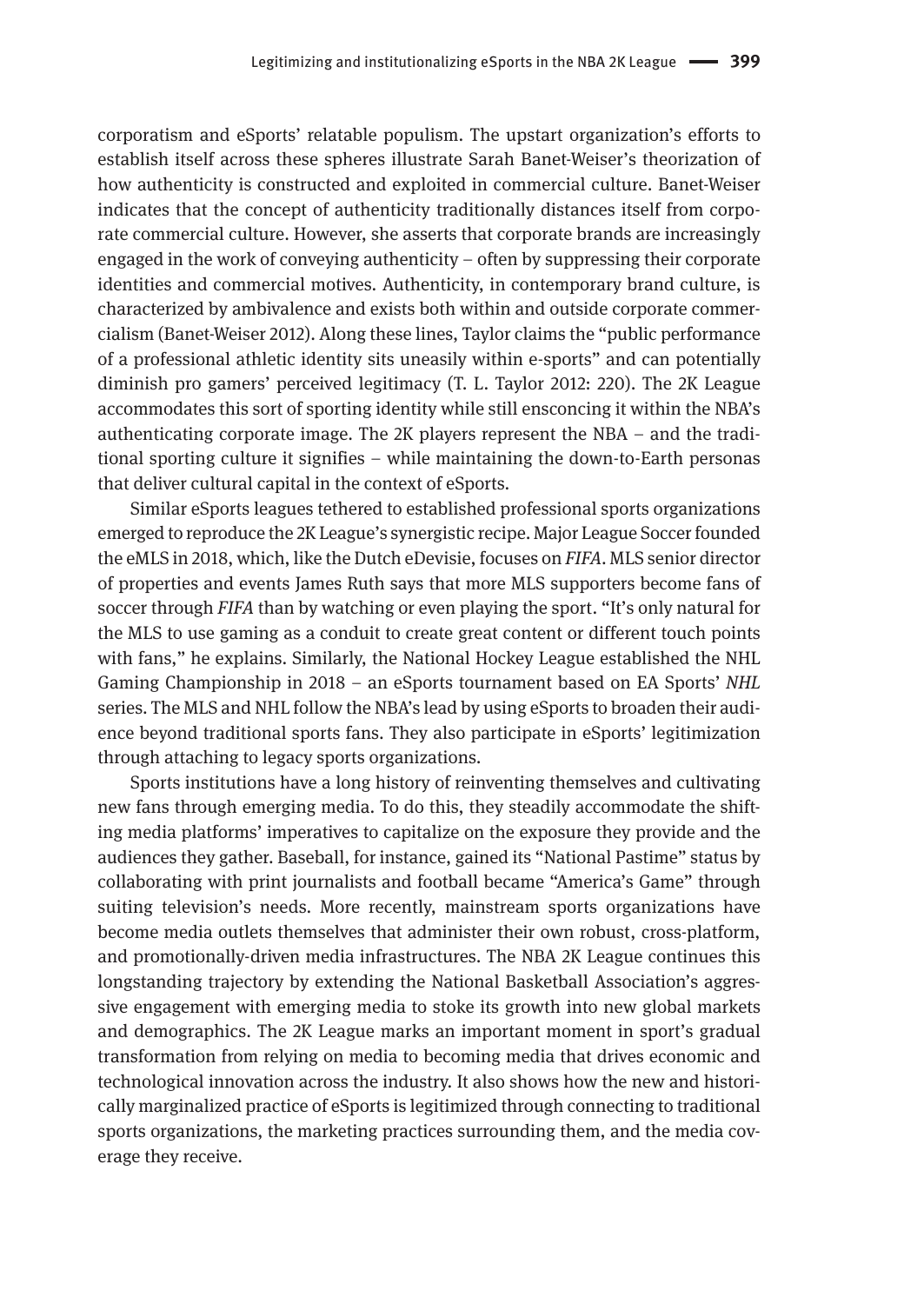corporatism and eSports' relatable populism. The upstart organization's efforts to establish itself across these spheres illustrate Sarah Banet-Weiser's theorization of how authenticity is constructed and exploited in commercial culture. Banet-Weiser indicates that the concept of authenticity traditionally distances itself from corporate commercial culture. However, she asserts that corporate brands are increasingly engaged in the work of conveying authenticity – often by suppressing their corporate identities and commercial motives. Authenticity, in contemporary brand culture, is characterized by ambivalence and exists both within and outside corporate commercialism (Banet-Weiser 2012). Along these lines, Taylor claims the "public performance of a professional athletic identity sits uneasily within e-sports" and can potentially diminish pro gamers' perceived legitimacy (T. L. Taylor 2012: 220). The 2K League accommodates this sort of sporting identity while still ensconcing it within the NBA's authenticating corporate image. The 2K players represent the NBA – and the traditional sporting culture it signifies – while maintaining the down-to-Earth personas that deliver cultural capital in the context of eSports.

Similar eSports leagues tethered to established professional sports organizations emerged to reproduce the 2K League's synergistic recipe. Major League Soccer founded the eMLS in 2018, which, like the Dutch eDevisie, focuses on *FIFA*. MLS senior director of properties and events James Ruth says that more MLS supporters become fans of soccer through *FIFA* than by watching or even playing the sport. "It's only natural for the MLS to use gaming as a conduit to create great content or different touch points with fans," he explains. Similarly, the National Hockey League established the NHL Gaming Championship in 2018 – an eSports tournament based on EA Sports' *NHL* series. The MLS and NHL follow the NBA's lead by using eSports to broaden their audience beyond traditional sports fans. They also participate in eSports' legitimization through attaching to legacy sports organizations.

Sports institutions have a long history of reinventing themselves and cultivating new fans through emerging media. To do this, they steadily accommodate the shifting media platforms' imperatives to capitalize on the exposure they provide and the audiences they gather. Baseball, for instance, gained its "National Pastime" status by collaborating with print journalists and football became "America's Game" through suiting television's needs. More recently, mainstream sports organizations have become media outlets themselves that administer their own robust, cross-platform, and promotionally-driven media infrastructures. The NBA 2K League continues this longstanding trajectory by extending the National Basketball Association's aggressive engagement with emerging media to stoke its growth into new global markets and demographics. The 2K League marks an important moment in sport's gradual transformation from relying on media to becoming media that drives economic and technological innovation across the industry. It also shows how the new and historically marginalized practice of eSports is legitimized through connecting to traditional sports organizations, the marketing practices surrounding them, and the media coverage they receive.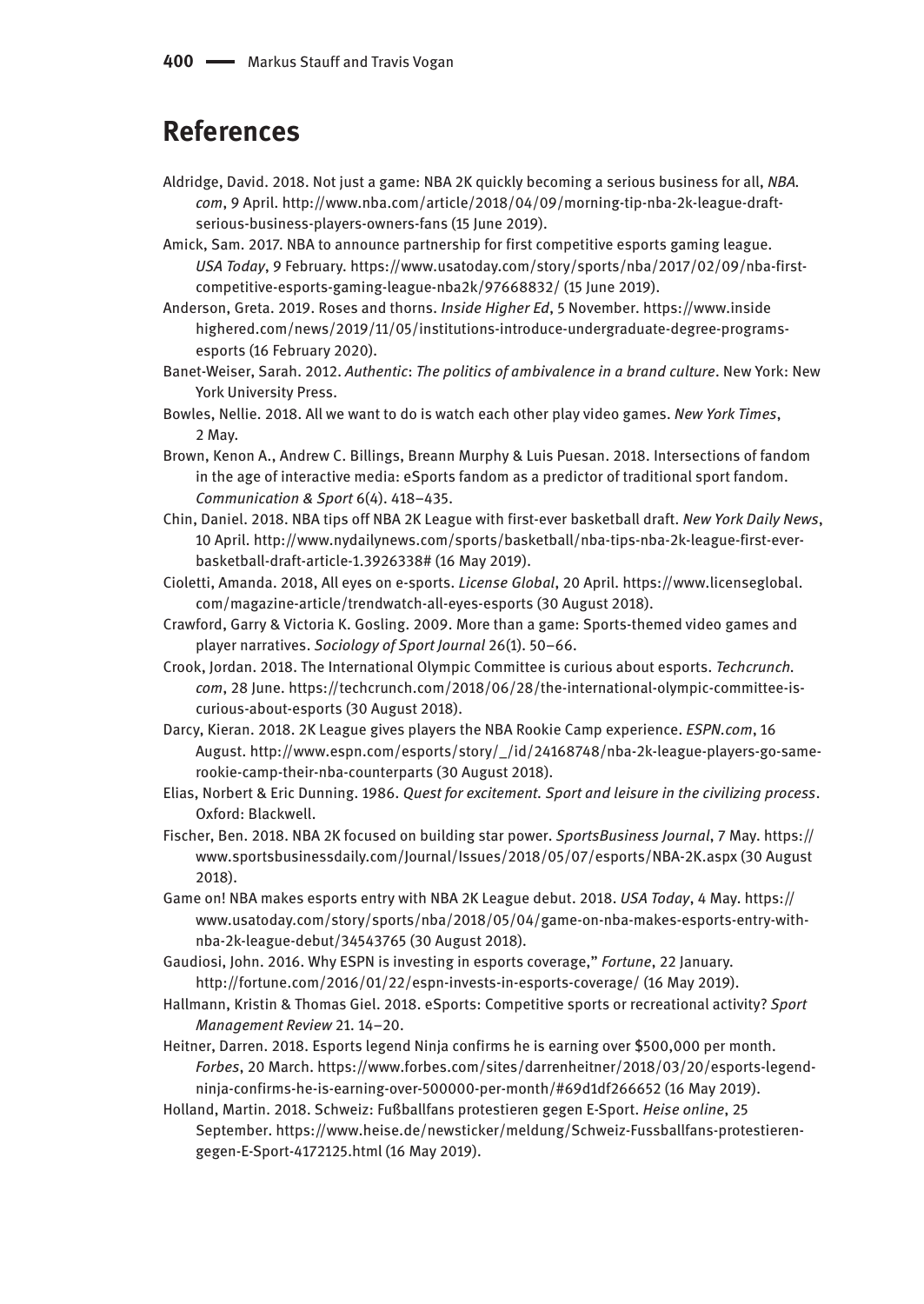## References

Aldridge, David. 2018. Not just a game: NBA 2K quickly becoming a serious business for all, *NBA.com*, 9 April. http://www.nba.com/article/2018/04/09/morning-tip-nba-2k-league-draft-serious-business-players-owners-fans (15 June 2019).

Amick, Sam. 2017. NBA to announce partnership for first competitive esports gaming league. *USA Today*, 9 February. https://www.usatoday.com/story/sports/nba/2017/02/09/nba-first-competitive-esports-gaming-league-nba2k/97668832/ (15 June 2019).

Anderson, Greta. 2019. Roses and thorns. *Inside Higher Ed*, 5 November. https://www.insidehighered.com/news/2019/11/05/institutions-introduce-undergraduate-degree-programs-esports (16 February 2020).

Banet-Weiser, Sarah. 2012. *Authentic*: *The politics of ambivalence in a brand culture*. New York: New York University Press.

Bowles, Nellie. 2018. All we want to do is watch each other play video games. *New York Times*, 2 May.

Brown, Kenon A., Andrew C. Billings, Breann Murphy & Luis Puesan. 2018. Intersections of fandom in the age of interactive media: eSports fandom as a predictor of traditional sport fandom. *Communication & Sport* 6(4). 418–435.

Chin, Daniel. 2018. NBA tips off NBA 2K League with first-ever basketball draft. *New York Daily News*, 10 April. http://www.nydailynews.com/sports/basketball/nba-tips-nba-2k-league-first-ever-basketball-draft-article-1.3926338# (16 May 2019).

Cioletti, Amanda. 2018, All eyes on e-sports. *License Global*, 20 April. https://www.licenseglobal.com/magazine-article/trendwatch-all-eyes-esports (30 August 2018).

Crawford, Garry & Victoria K. Gosling. 2009. More than a game: Sports-themed video games and player narratives. *Sociology of Sport Journal* 26(1). 50–66.

Crook, Jordan. 2018. The International Olympic Committee is curious about esports. *Techcrunch.com*, 28 June. https://techcrunch.com/2018/06/28/the-international-olympic-committee-is-curious-about-esports (30 August 2018).

Darcy, Kieran. 2018. 2K League gives players the NBA Rookie Camp experience. *ESPN.com*, 16 August. http://www.espn.com/esports/story/_/id/24168748/nba-2k-league-players-go-same-rookie-camp-their-nba-counterparts (30 August 2018).

Elias, Norbert & Eric Dunning. 1986. *Quest for excitement. Sport and leisure in the civilizing process*. Oxford: Blackwell.

Fischer, Ben. 2018. NBA 2K focused on building star power. *SportsBusiness Journal*, 7 May. https://www.sportsbusinessdaily.com/Journal/Issues/2018/05/07/esports/NBA-2K.aspx (30 August 2018).

Game on! NBA makes esports entry with NBA 2K League debut. 2018. *USA Today*, 4 May. https://www.usatoday.com/story/sports/nba/2018/05/04/game-on-nba-makes-esports-entry-with-nba-2k-league-debut/34543765 (30 August 2018).

Gaudiosi, John. 2016. Why ESPN is investing in esports coverage," *Fortune*, 22 January. http://fortune.com/2016/01/22/espn-invests-in-esports-coverage/ (16 May 2019).

Hallmann, Kristin & Thomas Giel. 2018. eSports: Competitive sports or recreational activity? *Sport Management Review* 21. 14–20.

Heitner, Darren. 2018. Esports legend Ninja confirms he is earning over $500,000 per month. *Forbes*, 20 March. https://www.forbes.com/sites/darrenheitner/2018/03/20/esports-legend-ninja-confirms-he-is-earning-over-500000-per-month/#69d1df266652 (16 May 2019).

Holland, Martin. 2018. Schweiz: Fußballfans protestieren gegen E-Sport. *Heise online*, 25 September. https://www.heise.de/newsticker/meldung/Schweiz-Fussballfans-protestieren-gegen-E-Sport-4172125.html (16 May 2019).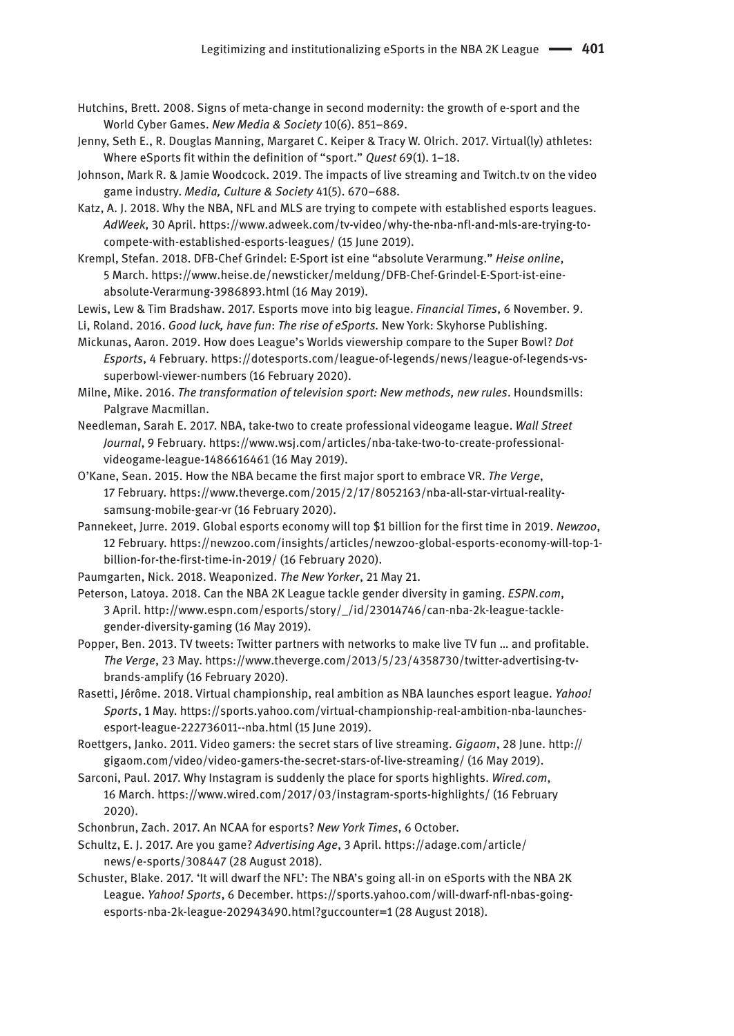Hutchins, Brett. 2008. Signs of meta-change in second modernity: the growth of e-sport and the World Cyber Games. *New Media & Society* 10(6). 851–869.

Jenny, Seth E., R. Douglas Manning, Margaret C. Keiper & Tracy W. Olrich. 2017. Virtual(ly) athletes: Where eSports fit within the definition of "sport." *Quest* 69(1). 1–18.

Johnson, Mark R. & Jamie Woodcock. 2019. The impacts of live streaming and Twitch.tv on the video game industry. *Media, Culture & Society* 41(5). 670–688.

Katz, A. J. 2018. Why the NBA, NFL and MLS are trying to compete with established esports leagues. *AdWeek*, 30 April. https://www.adweek.com/tv-video/why-the-nba-nfl-and-mls-are-trying-to-compete-with-established-esports-leagues/ (15 June 2019).

Krempl, Stefan. 2018. DFB-Chef Grindel: E-Sport ist eine "absolute Verarmung." *Heise online*, 5 March. https://www.heise.de/newsticker/meldung/DFB-Chef-Grindel-E-Sport-ist-eine-absolute-Verarmung-3986893.html (16 May 2019).

Lewis, Lew & Tim Bradshaw. 2017. Esports move into big league. *Financial Times*, 6 November. 9.

Li, Roland. 2016. *Good luck, have fun*: *The rise of eSports.* New York: Skyhorse Publishing.

Mickunas, Aaron. 2019. How does League's Worlds viewership compare to the Super Bowl? *Dot Esports*, 4 February. https://dotesports.com/league-of-legends/news/league-of-legends-vs-superbowl-viewer-numbers (16 February 2020).

Milne, Mike. 2016. *The transformation of television sport: New methods, new rules*. Houndsmills: Palgrave Macmillan.

Needleman, Sarah E. 2017. NBA, take-two to create professional videogame league. *Wall Street Journal*, 9 February. https://www.wsj.com/articles/nba-take-two-to-create-professional-videogame-league-1486616461 (16 May 2019).

O'Kane, Sean. 2015. How the NBA became the first major sport to embrace VR. *The Verge*, 17 February. https://www.theverge.com/2015/2/17/8052163/nba-all-star-virtual-reality-samsung-mobile-gear-vr (16 February 2020).

Pannekeet, Jurre. 2019. Global esports economy will top $1 billion for the first time in 2019. *Newzoo*, 12 February. https://newzoo.com/insights/articles/newzoo-global-esports-economy-will-top-1-billion-for-the-first-time-in-2019/ (16 February 2020).

Paumgarten, Nick. 2018. Weaponized. *The New Yorker*, 21 May 21.

Peterson, Latoya. 2018. Can the NBA 2K League tackle gender diversity in gaming. *ESPN.com*, 3 April. http://www.espn.com/esports/story/_/id/23014746/can-nba-2k-league-tackle-gender-diversity-gaming (16 May 2019).

Popper, Ben. 2013. TV tweets: Twitter partners with networks to make live TV fun … and profitable. *The Verge*, 23 May. https://www.theverge.com/2013/5/23/4358730/twitter-advertising-tv-brands-amplify (16 February 2020).

Rasetti, Jérôme. 2018. Virtual championship, real ambition as NBA launches esport league. *Yahoo! Sports*, 1 May. https://sports.yahoo.com/virtual-championship-real-ambition-nba-launches-esport-league-222736011--nba.html (15 June 2019).

Roettgers, Janko. 2011. Video gamers: the secret stars of live streaming. *Gigaom*, 28 June. http://gigaom.com/video/video-gamers-the-secret-stars-of-live-streaming/ (16 May 2019).

Sarconi, Paul. 2017. Why Instagram is suddenly the place for sports highlights. *Wired.com*, 16 March. https://www.wired.com/2017/03/instagram-sports-highlights/ (16 February 2020).

Schonbrun, Zach. 2017. An NCAA for esports? *New York Times*, 6 October.

Schultz, E. J. 2017. Are you game? *Advertising Age*, 3 April. https://adage.com/article/news/e-sports/308447 (28 August 2018).

Schuster, Blake. 2017. 'It will dwarf the NFL': The NBA's going all-in on eSports with the NBA 2K League. *Yahoo! Sports*, 6 December. https://sports.yahoo.com/will-dwarf-nfl-nbas-going-esports-nba-2k-league-202943490.html?guccounter=1 (28 August 2018).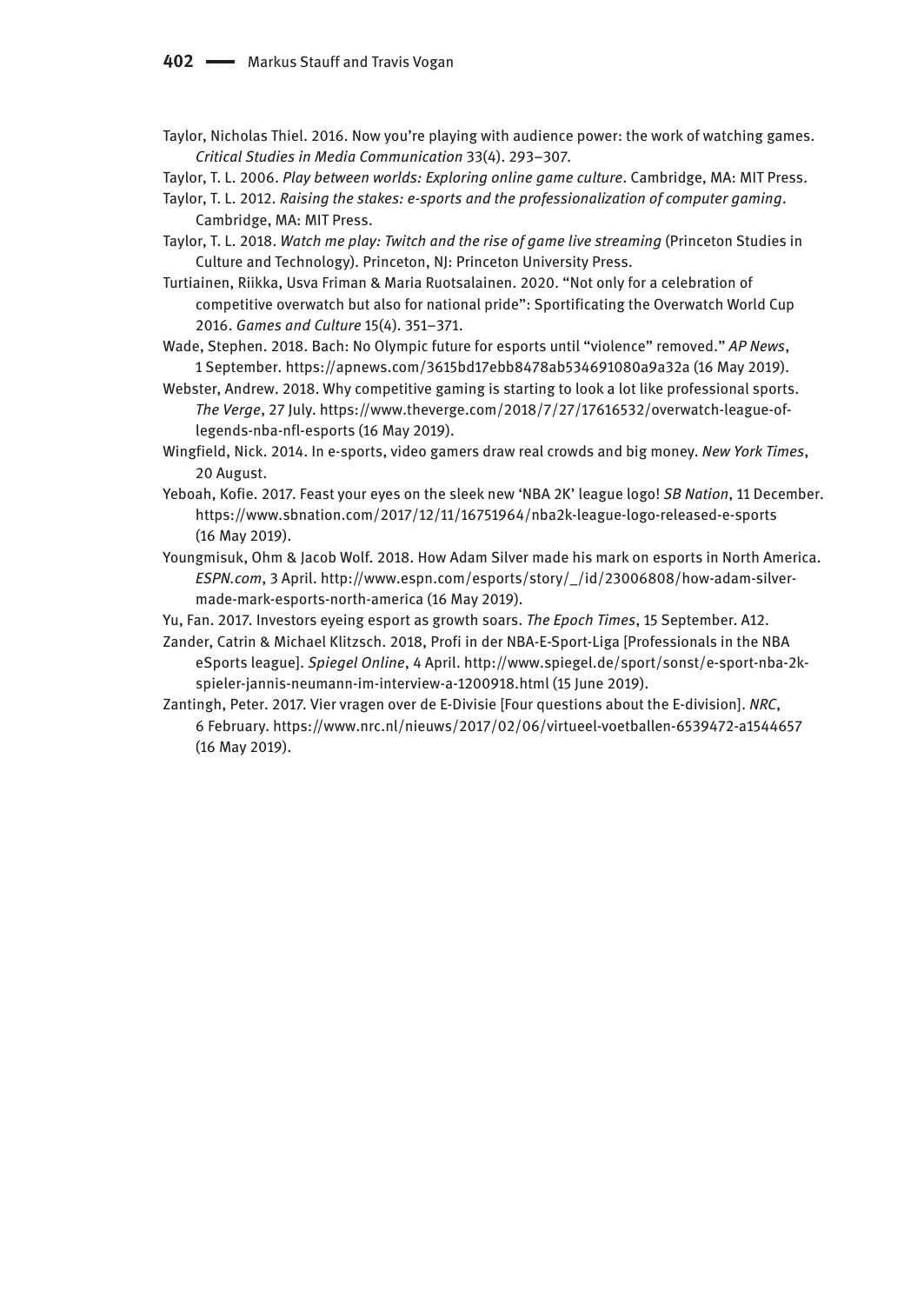Taylor, Nicholas Thiel. 2016. Now you're playing with audience power: the work of watching games. *Critical Studies in Media Communication* 33(4). 293–307.

Taylor, T. L. 2006. *Play between worlds: Exploring online game culture*. Cambridge, MA: MIT Press.

Taylor, T. L. 2012. *Raising the stakes: e-sports and the professionalization of computer gaming*. Cambridge, MA: MIT Press.

Taylor, T. L. 2018. *Watch me play: Twitch and the rise of game live streaming* (Princeton Studies in Culture and Technology). Princeton, NJ: Princeton University Press.

Turtiainen, Riikka, Usva Friman & Maria Ruotsalainen. 2020. "Not only for a celebration of competitive overwatch but also for national pride": Sportificating the Overwatch World Cup 2016. *Games and Culture* 15(4). 351–371.

Wade, Stephen. 2018. Bach: No Olympic future for esports until "violence" removed." *AP News*, 1 September. https://apnews.com/3615bd17ebb8478ab534691080a9a32a (16 May 2019).

Webster, Andrew. 2018. Why competitive gaming is starting to look a lot like professional sports. *The Verge*, 27 July. https://www.theverge.com/2018/7/27/17616532/overwatch-league-of-legends-nba-nfl-esports (16 May 2019).

Wingfield, Nick. 2014. In e-sports, video gamers draw real crowds and big money. *New York Times*, 20 August.

Yeboah, Kofie. 2017. Feast your eyes on the sleek new 'NBA 2K' league logo! *SB Nation*, 11 December. https://www.sbnation.com/2017/12/11/16751964/nba2k-league-logo-released-e-sports (16 May 2019).

Youngmisuk, Ohm & Jacob Wolf. 2018. How Adam Silver made his mark on esports in North America. *ESPN.com*, 3 April. http://www.espn.com/esports/story/_/id/23006808/how-adam-silver-made-mark-esports-north-america (16 May 2019).

Yu, Fan. 2017. Investors eyeing esport as growth soars. *The Epoch Times*, 15 September. A12.

Zander, Catrin & Michael Klitzsch. 2018, Profi in der NBA-E-Sport-Liga [Professionals in the NBA eSports league]. *Spiegel Online*, 4 April. http://www.spiegel.de/sport/sonst/e-sport-nba-2k-spieler-jannis-neumann-im-interview-a-1200918.html (15 June 2019).

Zantingh, Peter. 2017. Vier vragen over de E-Divisie [Four questions about the E-division]. *NRC*, 6 February. https://www.nrc.nl/nieuws/2017/02/06/virtueel-voetballen-6539472-a1544657 (16 May 2019).